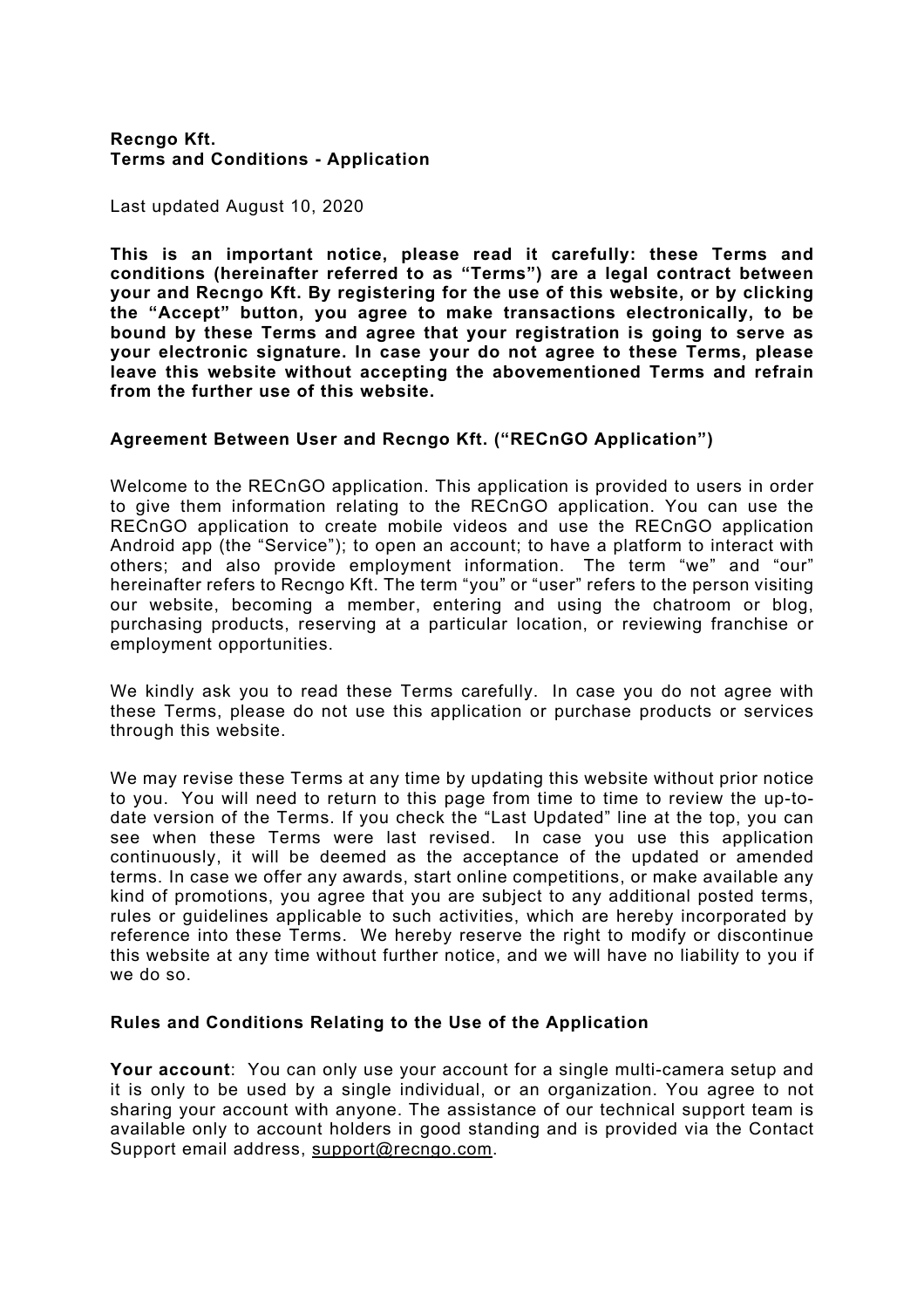**Recngo Kft.**
**Terms and Conditions - Application**

Last updated August 10, 2020

**This is an important notice, please read it carefully: these Terms and conditions (hereinafter referred to as "Terms") are a legal contract between your and Recngo Kft. By registering for the use of this website, or by clicking the "Accept" button, you agree to make transactions electronically, to be bound by these Terms and agree that your registration is going to serve as your electronic signature. In case your do not agree to these Terms, please leave this website without accepting the abovementioned Terms and refrain from the further use of this website.**

**Agreement Between User and Recngo Kft. ("RECnGO Application")**

Welcome to the RECnGO application. This application is provided to users in order to give them information relating to the RECnGO application. You can use the RECnGO application to create mobile videos and use the RECnGO application Android app (the "Service"); to open an account; to have a platform to interact with others; and also provide employment information. The term "we" and "our" hereinafter refers to Recngo Kft. The term "you" or "user" refers to the person visiting our website, becoming a member, entering and using the chatroom or blog, purchasing products, reserving at a particular location, or reviewing franchise or employment opportunities.

We kindly ask you to read these Terms carefully. In case you do not agree with these Terms, please do not use this application or purchase products or services through this website.

We may revise these Terms at any time by updating this website without prior notice to you. You will need to return to this page from time to time to review the up-to-date version of the Terms. If you check the "Last Updated" line at the top, you can see when these Terms were last revised. In case you use this application continuously, it will be deemed as the acceptance of the updated or amended terms. In case we offer any awards, start online competitions, or make available any kind of promotions, you agree that you are subject to any additional posted terms, rules or guidelines applicable to such activities, which are hereby incorporated by reference into these Terms. We hereby reserve the right to modify or discontinue this website at any time without further notice, and we will have no liability to you if we do so.

**Rules and Conditions Relating to the Use of the Application**

**Your account**: You can only use your account for a single multi-camera setup and it is only to be used by a single individual, or an organization. You agree to not sharing your account with anyone. The assistance of our technical support team is available only to account holders in good standing and is provided via the Contact Support email address, support@recngo.com.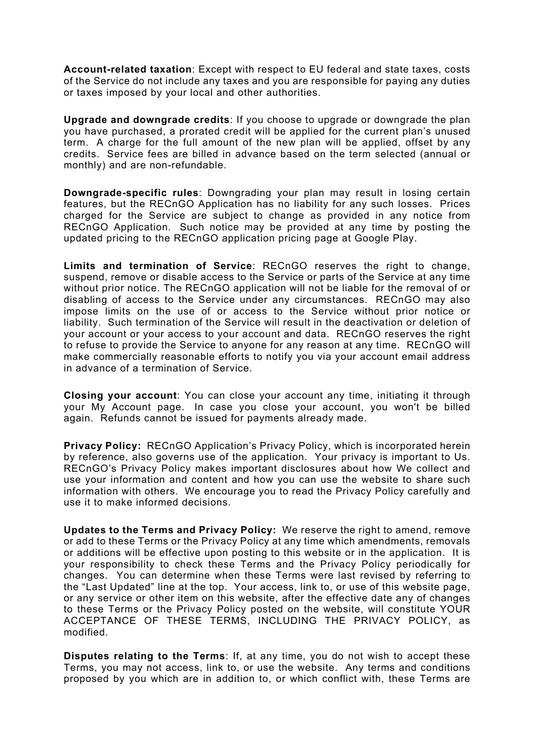**Account-related taxation**: Except with respect to EU federal and state taxes, costs of the Service do not include any taxes and you are responsible for paying any duties or taxes imposed by your local and other authorities.

**Upgrade and downgrade credits**: If you choose to upgrade or downgrade the plan you have purchased, a prorated credit will be applied for the current plan's unused term. A charge for the full amount of the new plan will be applied, offset by any credits. Service fees are billed in advance based on the term selected (annual or monthly) and are non-refundable.

**Downgrade-specific rules**: Downgrading your plan may result in losing certain features, but the RECnGO Application has no liability for any such losses. Prices charged for the Service are subject to change as provided in any notice from RECnGO Application. Such notice may be provided at any time by posting the updated pricing to the RECnGO application pricing page at Google Play.

**Limits and termination of Service**: RECnGO reserves the right to change, suspend, remove or disable access to the Service or parts of the Service at any time without prior notice. The RECnGO application will not be liable for the removal of or disabling of access to the Service under any circumstances. RECnGO may also impose limits on the use of or access to the Service without prior notice or liability. Such termination of the Service will result in the deactivation or deletion of your account or your access to your account and data. RECnGO reserves the right to refuse to provide the Service to anyone for any reason at any time. RECnGO will make commercially reasonable efforts to notify you via your account email address in advance of a termination of Service.

**Closing your account**: You can close your account any time, initiating it through your My Account page. In case you close your account, you won't be billed again. Refunds cannot be issued for payments already made.

**Privacy Policy:** RECnGO Application's Privacy Policy, which is incorporated herein by reference, also governs use of the application. Your privacy is important to Us. RECnGO's Privacy Policy makes important disclosures about how We collect and use your information and content and how you can use the website to share such information with others. We encourage you to read the Privacy Policy carefully and use it to make informed decisions.

**Updates to the Terms and Privacy Policy:** We reserve the right to amend, remove or add to these Terms or the Privacy Policy at any time which amendments, removals or additions will be effective upon posting to this website or in the application. It is your responsibility to check these Terms and the Privacy Policy periodically for changes. You can determine when these Terms were last revised by referring to the "Last Updated" line at the top. Your access, link to, or use of this website page, or any service or other item on this website, after the effective date any of changes to these Terms or the Privacy Policy posted on the website, will constitute YOUR ACCEPTANCE OF THESE TERMS, INCLUDING THE PRIVACY POLICY, as modified.

**Disputes relating to the Terms**: If, at any time, you do not wish to accept these Terms, you may not access, link to, or use the website. Any terms and conditions proposed by you which are in addition to, or which conflict with, these Terms are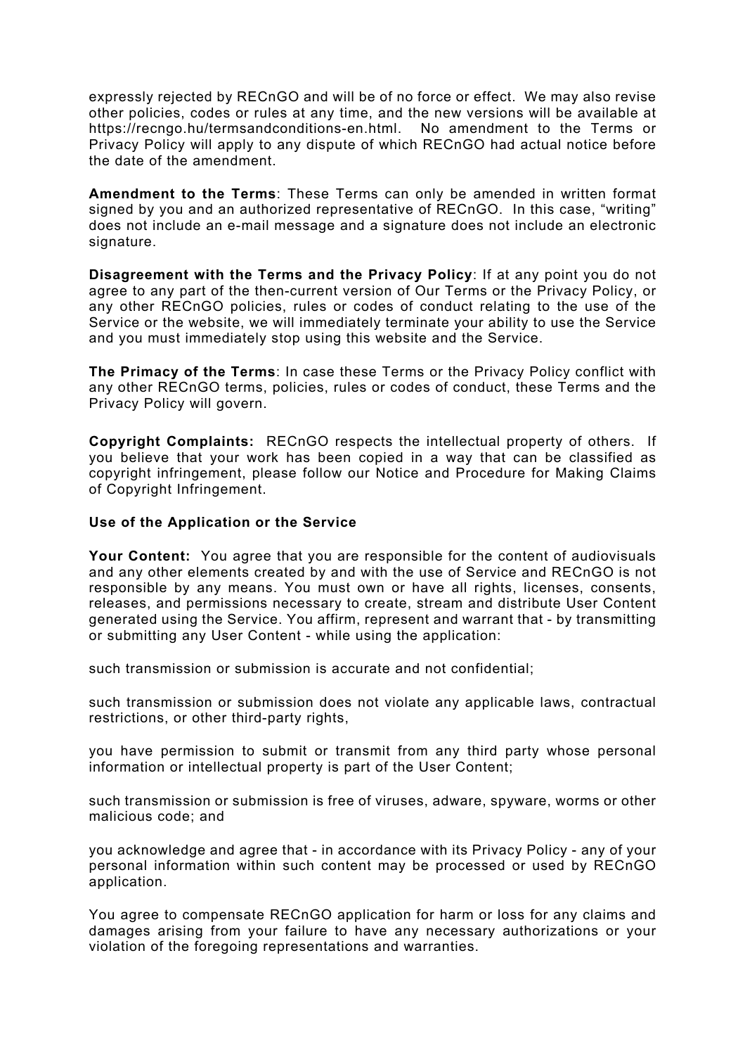expressly rejected by RECnGO and will be of no force or effect. We may also revise other policies, codes or rules at any time, and the new versions will be available at https://recngo.hu/termsandconditions-en.html. No amendment to the Terms or Privacy Policy will apply to any dispute of which RECnGO had actual notice before the date of the amendment.

**Amendment to the Terms**: These Terms can only be amended in written format signed by you and an authorized representative of RECnGO. In this case, "writing" does not include an e-mail message and a signature does not include an electronic signature.

**Disagreement with the Terms and the Privacy Policy**: If at any point you do not agree to any part of the then-current version of Our Terms or the Privacy Policy, or any other RECnGO policies, rules or codes of conduct relating to the use of the Service or the website, we will immediately terminate your ability to use the Service and you must immediately stop using this website and the Service.

**The Primacy of the Terms**: In case these Terms or the Privacy Policy conflict with any other RECnGO terms, policies, rules or codes of conduct, these Terms and the Privacy Policy will govern.

**Copyright Complaints:** RECnGO respects the intellectual property of others. If you believe that your work has been copied in a way that can be classified as copyright infringement, please follow our Notice and Procedure for Making Claims of Copyright Infringement.

**Use of the Application or the Service**

**Your Content:** You agree that you are responsible for the content of audiovisuals and any other elements created by and with the use of Service and RECnGO is not responsible by any means. You must own or have all rights, licenses, consents, releases, and permissions necessary to create, stream and distribute User Content generated using the Service. You affirm, represent and warrant that - by transmitting or submitting any User Content - while using the application:

such transmission or submission is accurate and not confidential;

such transmission or submission does not violate any applicable laws, contractual restrictions, or other third-party rights,

you have permission to submit or transmit from any third party whose personal information or intellectual property is part of the User Content;

such transmission or submission is free of viruses, adware, spyware, worms or other malicious code; and

you acknowledge and agree that - in accordance with its Privacy Policy - any of your personal information within such content may be processed or used by RECnGO application.

You agree to compensate RECnGO application for harm or loss for any claims and damages arising from your failure to have any necessary authorizations or your violation of the foregoing representations and warranties.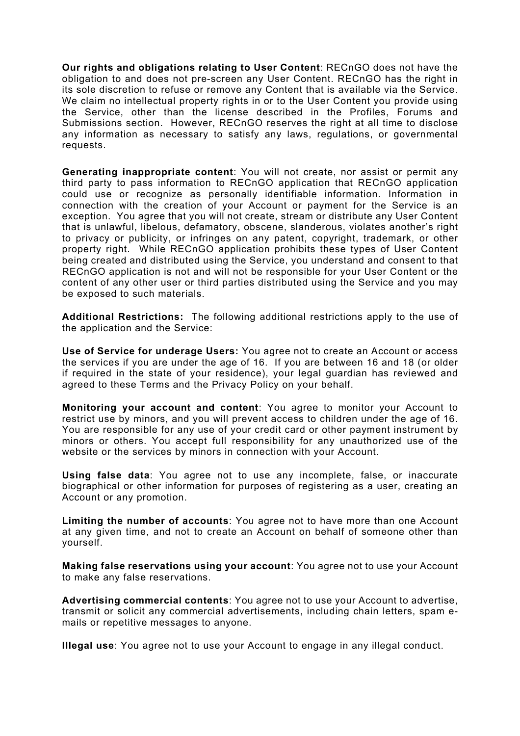**Our rights and obligations relating to User Content**: RECnGO does not have the obligation to and does not pre-screen any User Content. RECnGO has the right in its sole discretion to refuse or remove any Content that is available via the Service. We claim no intellectual property rights in or to the User Content you provide using the Service, other than the license described in the Profiles, Forums and Submissions section. However, RECnGO reserves the right at all time to disclose any information as necessary to satisfy any laws, regulations, or governmental requests.

**Generating inappropriate content**: You will not create, nor assist or permit any third party to pass information to RECnGO application that RECnGO application could use or recognize as personally identifiable information. Information in connection with the creation of your Account or payment for the Service is an exception. You agree that you will not create, stream or distribute any User Content that is unlawful, libelous, defamatory, obscene, slanderous, violates another's right to privacy or publicity, or infringes on any patent, copyright, trademark, or other property right. While RECnGO application prohibits these types of User Content being created and distributed using the Service, you understand and consent to that RECnGO application is not and will not be responsible for your User Content or the content of any other user or third parties distributed using the Service and you may be exposed to such materials.

**Additional Restrictions:** The following additional restrictions apply to the use of the application and the Service:

**Use of Service for underage Users:** You agree not to create an Account or access the services if you are under the age of 16. If you are between 16 and 18 (or older if required in the state of your residence), your legal guardian has reviewed and agreed to these Terms and the Privacy Policy on your behalf.

**Monitoring your account and content**: You agree to monitor your Account to restrict use by minors, and you will prevent access to children under the age of 16. You are responsible for any use of your credit card or other payment instrument by minors or others. You accept full responsibility for any unauthorized use of the website or the services by minors in connection with your Account.

**Using false data**: You agree not to use any incomplete, false, or inaccurate biographical or other information for purposes of registering as a user, creating an Account or any promotion.

**Limiting the number of accounts**: You agree not to have more than one Account at any given time, and not to create an Account on behalf of someone other than yourself.

**Making false reservations using your account**: You agree not to use your Account to make any false reservations.

**Advertising commercial contents**: You agree not to use your Account to advertise, transmit or solicit any commercial advertisements, including chain letters, spam e-mails or repetitive messages to anyone.

**Illegal use**: You agree not to use your Account to engage in any illegal conduct.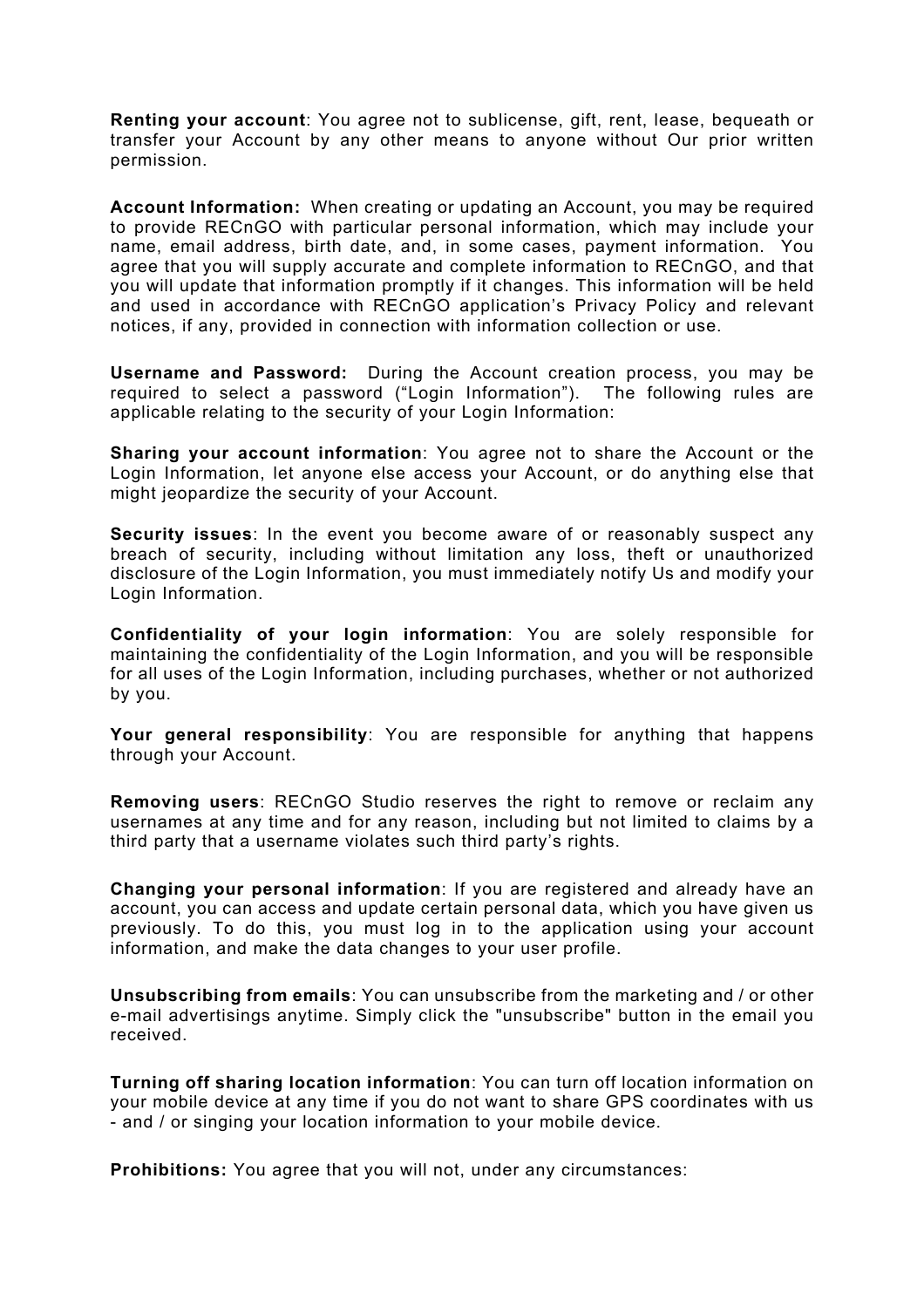**Renting your account**: You agree not to sublicense, gift, rent, lease, bequeath or transfer your Account by any other means to anyone without Our prior written permission.

**Account Information:** When creating or updating an Account, you may be required to provide RECnGO with particular personal information, which may include your name, email address, birth date, and, in some cases, payment information. You agree that you will supply accurate and complete information to RECnGO, and that you will update that information promptly if it changes. This information will be held and used in accordance with RECnGO application's Privacy Policy and relevant notices, if any, provided in connection with information collection or use.

**Username and Password:** During the Account creation process, you may be required to select a password ("Login Information"). The following rules are applicable relating to the security of your Login Information:

**Sharing your account information**: You agree not to share the Account or the Login Information, let anyone else access your Account, or do anything else that might jeopardize the security of your Account.

**Security issues**: In the event you become aware of or reasonably suspect any breach of security, including without limitation any loss, theft or unauthorized disclosure of the Login Information, you must immediately notify Us and modify your Login Information.

**Confidentiality of your login information**: You are solely responsible for maintaining the confidentiality of the Login Information, and you will be responsible for all uses of the Login Information, including purchases, whether or not authorized by you.

**Your general responsibility**: You are responsible for anything that happens through your Account.

**Removing users**: RECnGO Studio reserves the right to remove or reclaim any usernames at any time and for any reason, including but not limited to claims by a third party that a username violates such third party's rights.

**Changing your personal information**: If you are registered and already have an account, you can access and update certain personal data, which you have given us previously. To do this, you must log in to the application using your account information, and make the data changes to your user profile.

**Unsubscribing from emails**: You can unsubscribe from the marketing and / or other e-mail advertisings anytime. Simply click the "unsubscribe" button in the email you received.

**Turning off sharing location information**: You can turn off location information on your mobile device at any time if you do not want to share GPS coordinates with us - and / or singing your location information to your mobile device.

**Prohibitions:** You agree that you will not, under any circumstances: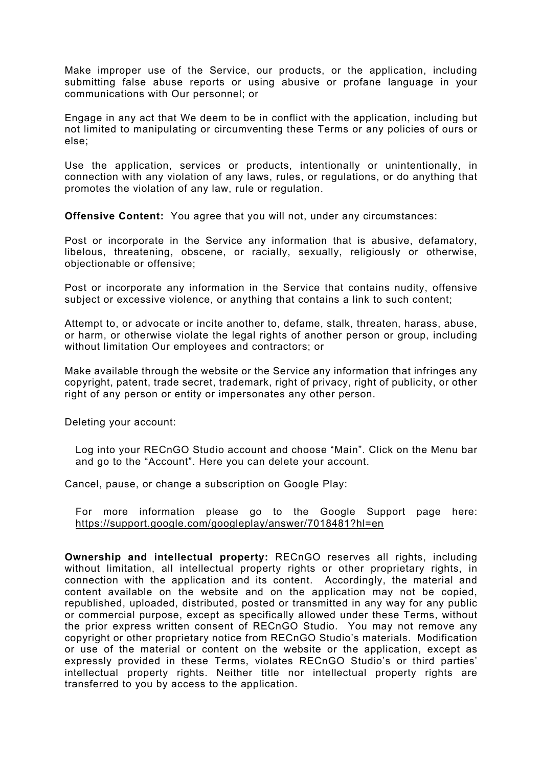Make improper use of the Service, our products, or the application, including submitting false abuse reports or using abusive or profane language in your communications with Our personnel; or

Engage in any act that We deem to be in conflict with the application, including but not limited to manipulating or circumventing these Terms or any policies of ours or else;

Use the application, services or products, intentionally or unintentionally, in connection with any violation of any laws, rules, or regulations, or do anything that promotes the violation of any law, rule or regulation.

**Offensive Content:** You agree that you will not, under any circumstances:

Post or incorporate in the Service any information that is abusive, defamatory, libelous, threatening, obscene, or racially, sexually, religiously or otherwise, objectionable or offensive;

Post or incorporate any information in the Service that contains nudity, offensive subject or excessive violence, or anything that contains a link to such content;

Attempt to, or advocate or incite another to, defame, stalk, threaten, harass, abuse, or harm, or otherwise violate the legal rights of another person or group, including without limitation Our employees and contractors; or

Make available through the website or the Service any information that infringes any copyright, patent, trade secret, trademark, right of privacy, right of publicity, or other right of any person or entity or impersonates any other person.

Deleting your account:

Log into your RECnGO Studio account and choose "Main". Click on the Menu bar and go to the "Account". Here you can delete your account.

Cancel, pause, or change a subscription on Google Play:

For more information please go to the Google Support page here: https://support.google.com/googleplay/answer/7018481?hl=en

**Ownership and intellectual property:** RECnGO reserves all rights, including without limitation, all intellectual property rights or other proprietary rights, in connection with the application and its content. Accordingly, the material and content available on the website and on the application may not be copied, republished, uploaded, distributed, posted or transmitted in any way for any public or commercial purpose, except as specifically allowed under these Terms, without the prior express written consent of RECnGO Studio. You may not remove any copyright or other proprietary notice from RECnGO Studio's materials. Modification or use of the material or content on the website or the application, except as expressly provided in these Terms, violates RECnGO Studio's or third parties' intellectual property rights. Neither title nor intellectual property rights are transferred to you by access to the application.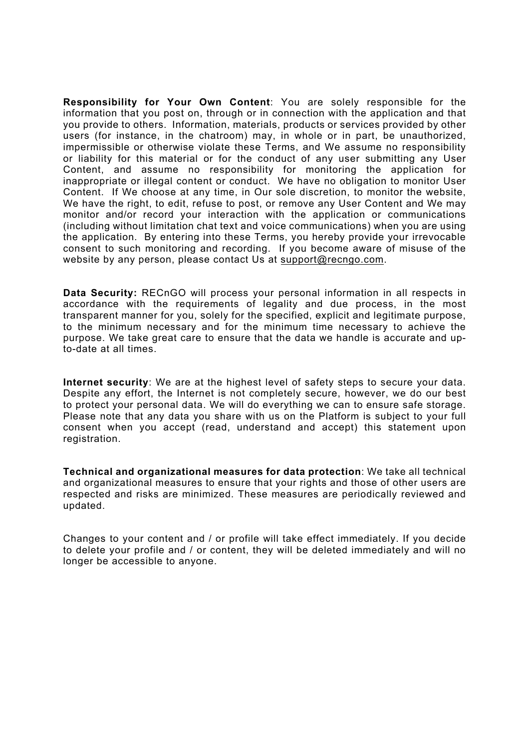**Responsibility for Your Own Content**: You are solely responsible for the information that you post on, through or in connection with the application and that you provide to others. Information, materials, products or services provided by other users (for instance, in the chatroom) may, in whole or in part, be unauthorized, impermissible or otherwise violate these Terms, and We assume no responsibility or liability for this material or for the conduct of any user submitting any User Content, and assume no responsibility for monitoring the application for inappropriate or illegal content or conduct. We have no obligation to monitor User Content. If We choose at any time, in Our sole discretion, to monitor the website, We have the right, to edit, refuse to post, or remove any User Content and We may monitor and/or record your interaction with the application or communications (including without limitation chat text and voice communications) when you are using the application. By entering into these Terms, you hereby provide your irrevocable consent to such monitoring and recording. If you become aware of misuse of the website by any person, please contact Us at support@recngo.com.

**Data Security:** RECnGO will process your personal information in all respects in accordance with the requirements of legality and due process, in the most transparent manner for you, solely for the specified, explicit and legitimate purpose, to the minimum necessary and for the minimum time necessary to achieve the purpose. We take great care to ensure that the data we handle is accurate and up-to-date at all times.

**Internet security**: We are at the highest level of safety steps to secure your data. Despite any effort, the Internet is not completely secure, however, we do our best to protect your personal data. We will do everything we can to ensure safe storage. Please note that any data you share with us on the Platform is subject to your full consent when you accept (read, understand and accept) this statement upon registration.

**Technical and organizational measures for data protection**: We take all technical and organizational measures to ensure that your rights and those of other users are respected and risks are minimized. These measures are periodically reviewed and updated.

Changes to your content and / or profile will take effect immediately. If you decide to delete your profile and / or content, they will be deleted immediately and will no longer be accessible to anyone.